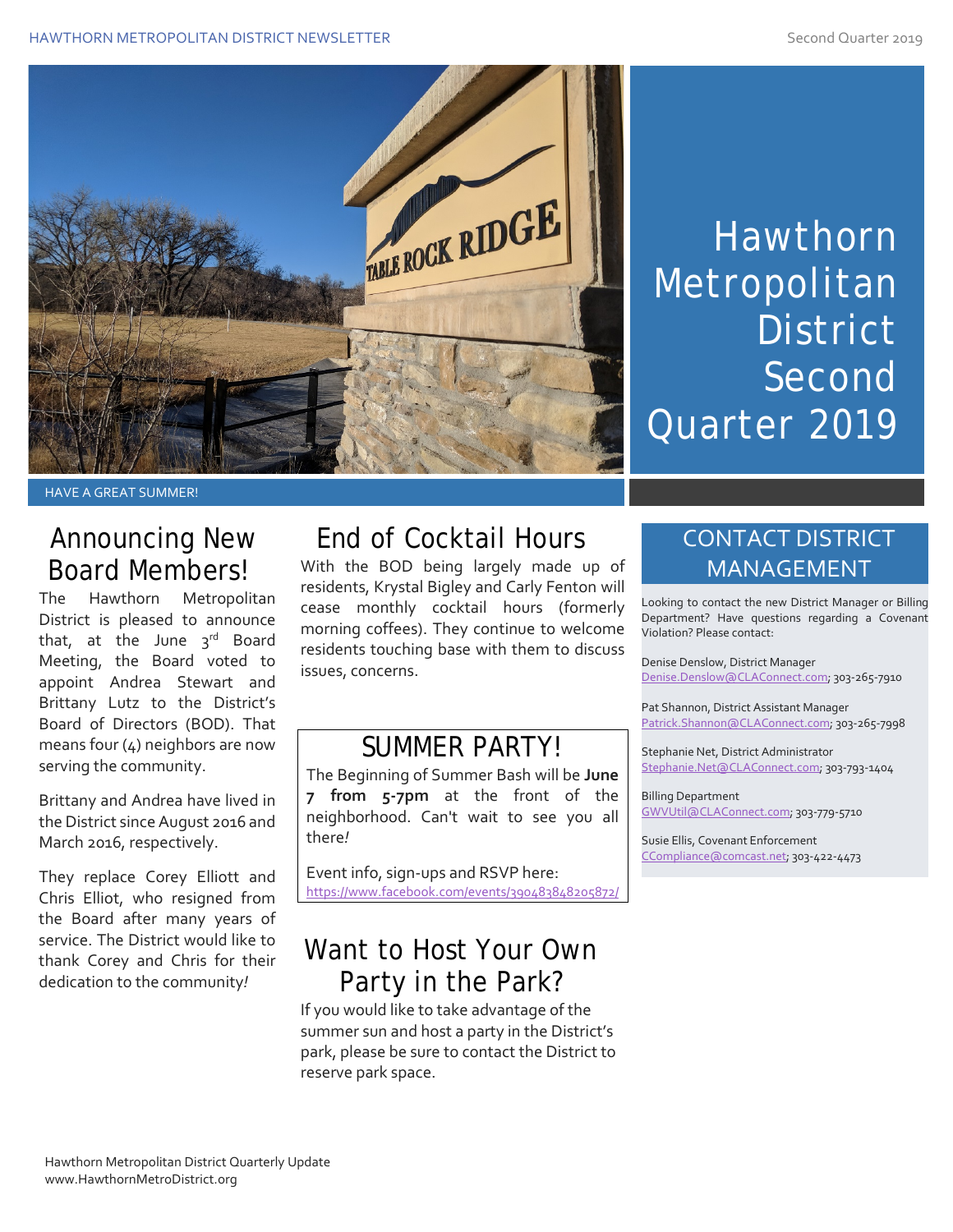# Hawthorn Metropolitan District Second Quarter 2019

HAVE A GREAT SUMMER!

## Announcing New Board Members!

The Hawthorn Metropolitan District is pleased to announce that, at the June 3rd Board Meeting, the Board voted to appoint Andrea Stewart and Brittany Lutz to the District's Board of Directors (BOD). That means four (4) neighbors are now serving the community.

Brittany and Andrea have lived in the District since August 2016 and March 2016, respectively.

They replace Corey Elliott and Chris Elliot, who resigned from the Board after many years of service. The District would like to thank Corey and Chris for their dedication to the community!

## End of Cocktail Hours

With the BOD being largely made up of residents, Krystal Bigley and Carly Fenton will cease monthly cocktail hours (formerly morning coffees). They continue to welcome residents touching base with them to discuss issues, concerns.

## SUMMER PARTY!

The Beginning of Summer Bash will be **June 7 from 5-7pm** at the front of the neighborhood. Can't wait to see you all there!

Event info, sign-ups and RSVP here:
https://www.facebook.com/events/390483848205872/

## Want to Host Your Own Party in the Park?

If you would like to take advantage of the summer sun and host a party in the District's park, please be sure to contact the District to reserve park space.

## CONTACT DISTRICT MANAGEMENT

Looking to contact the new District Manager or Billing Department? Have questions regarding a Covenant Violation? Please contact:

Denise Denslow, District Manager
Denise.Denslow@CLAConnect.com; 303-265-7910

Pat Shannon, District Assistant Manager
Patrick.Shannon@CLAConnect.com; 303-265-7998

Stephanie Net, District Administrator
Stephanie.Net@CLAConnect.com; 303-793-1404

Billing Department
GWVUtil@CLAConnect.com; 303-779-5710

Susie Ellis, Covenant Enforcement
CCompliance@comcast.net; 303-422-4473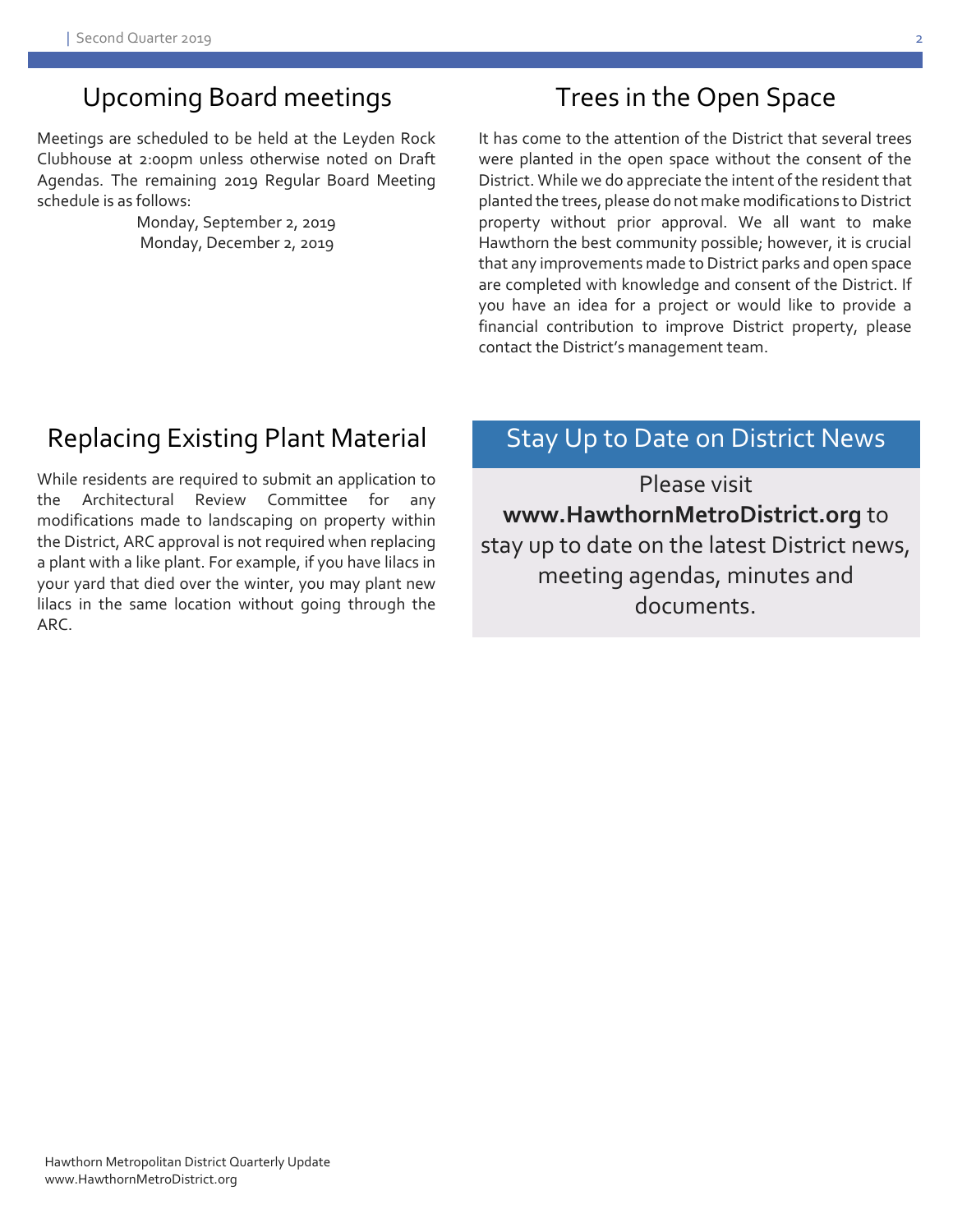## Upcoming Board meetings

Meetings are scheduled to be held at the Leyden Rock Clubhouse at 2:00pm unless otherwise noted on Draft Agendas. The remaining 2019 Regular Board Meeting schedule is as follows:

Monday, September 2, 2019
Monday, December 2, 2019

## Trees in the Open Space

It has come to the attention of the District that several trees were planted in the open space without the consent of the District. While we do appreciate the intent of the resident that planted the trees, please do not make modifications to District property without prior approval. We all want to make Hawthorn the best community possible; however, it is crucial that any improvements made to District parks and open space are completed with knowledge and consent of the District. If you have an idea for a project or would like to provide a financial contribution to improve District property, please contact the District's management team.

## Replacing Existing Plant Material

While residents are required to submit an application to the Architectural Review Committee for any modifications made to landscaping on property within the District, ARC approval is not required when replacing a plant with a like plant. For example, if you have lilacs in your yard that died over the winter, you may plant new lilacs in the same location without going through the ARC.

## Stay Up to Date on District News

Please visit **www.HawthornMetroDistrict.org** to stay up to date on the latest District news, meeting agendas, minutes and documents.